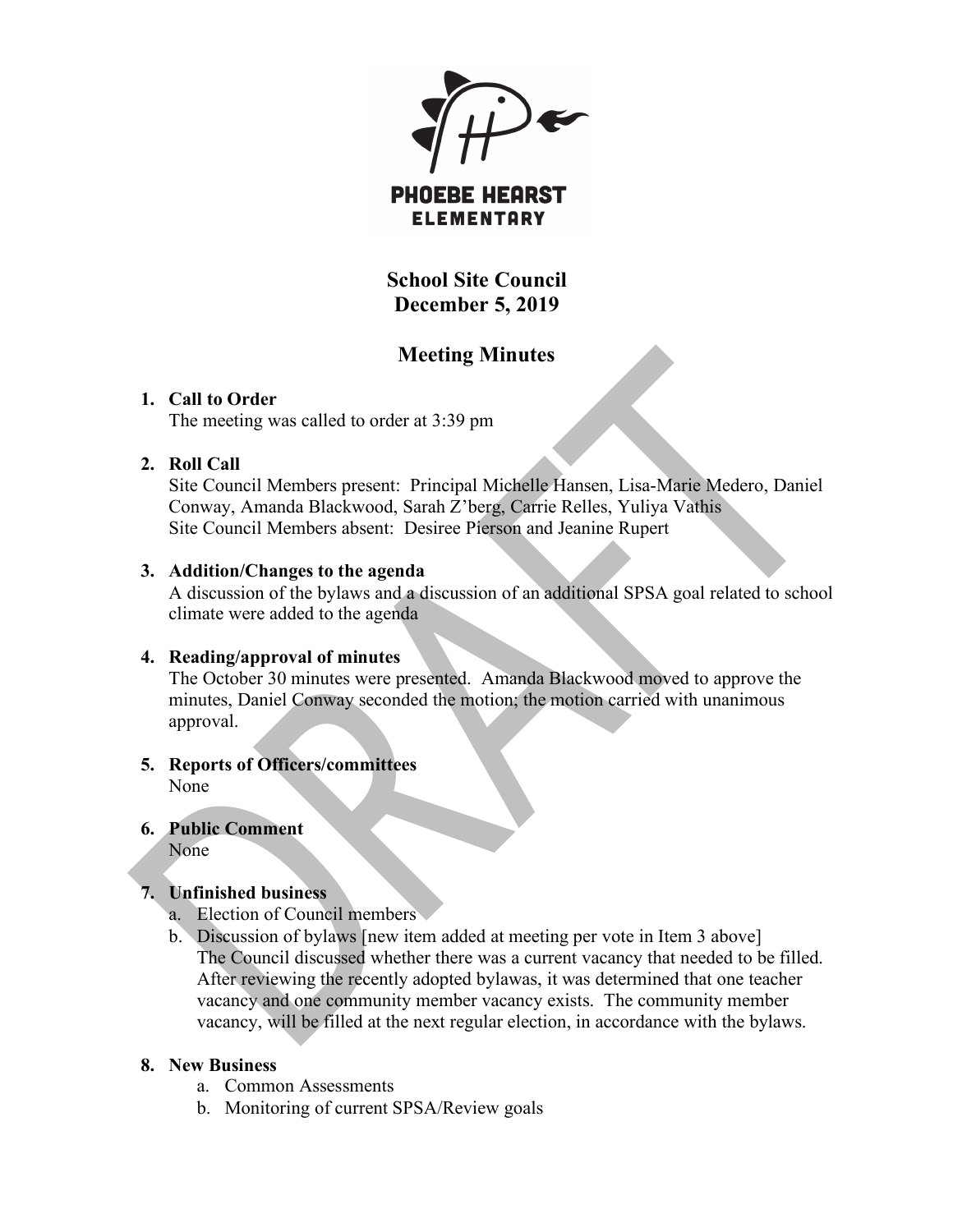PHOEBE HEARST
ELEMENTARY

# School Site Council
# December 5, 2019

## Meeting Minutes

1. **Call to Order**
   The meeting was called to order at 3:39 pm

2. **Roll Call**
   Site Council Members present: Principal Michelle Hansen, Lisa-Marie Medero, Daniel Conway, Amanda Blackwood, Sarah Z'berg, Carrie Relles, Yuliya Vathis
   Site Council Members absent: Desiree Pierson and Jeanine Rupert

3. **Addition/Changes to the agenda**
   A discussion of the bylaws and a discussion of an additional SPSA goal related to school climate were added to the agenda

4. **Reading/approval of minutes**
   The October 30 minutes were presented. Amanda Blackwood moved to approve the minutes, Daniel Conway seconded the motion; the motion carried with unanimous approval.

5. **Reports of Officers/committees**
   None

6. **Public Comment**
   None

7. **Unfinished business**
   a. Election of Council members
   b. Discussion of bylaws [new item added at meeting per vote in Item 3 above]
      The Council discussed whether there was a current vacancy that needed to be filled. After reviewing the recently adopted bylawas, it was determined that one teacher vacancy and one community member vacancy exists. The community member vacancy, will be filled at the next regular election, in accordance with the bylaws.

8. **New Business**
   a. Common Assessments
   b. Monitoring of current SPSA/Review goals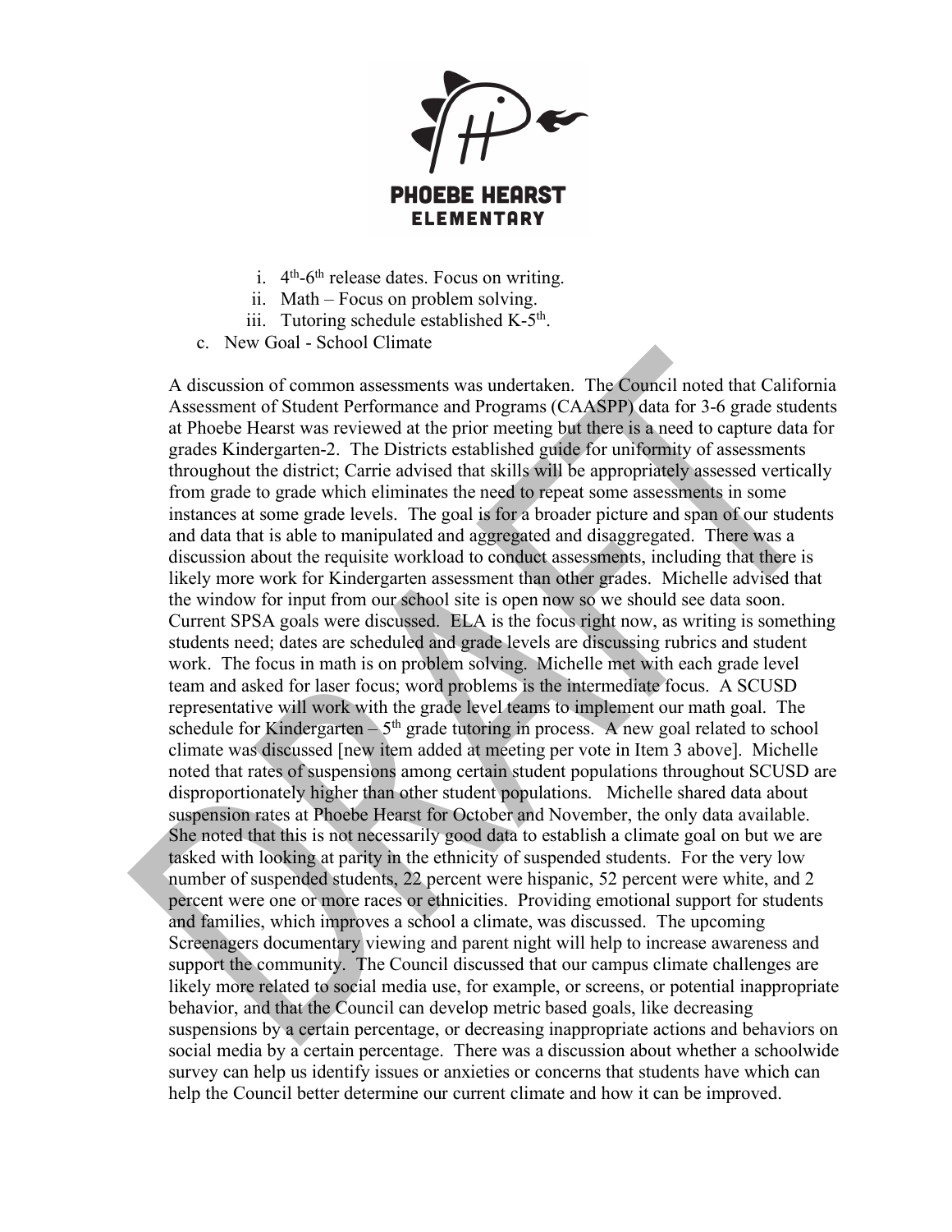i. 4th-6th release dates. Focus on writing.
   ii. Math – Focus on problem solving.
   iii. Tutoring schedule established K-5th.

c. New Goal - School Climate

A discussion of common assessments was undertaken. The Council noted that California Assessment of Student Performance and Programs (CAASPP) data for 3-6 grade students at Phoebe Hearst was reviewed at the prior meeting but there is a need to capture data for grades Kindergarten-2. The Districts established guide for uniformity of assessments throughout the district; Carrie advised that skills will be appropriately assessed vertically from grade to grade which eliminates the need to repeat some assessments in some instances at some grade levels. The goal is for a broader picture and span of our students and data that is able to manipulated and aggregated and disaggregated. There was a discussion about the requisite workload to conduct assessments, including that there is likely more work for Kindergarten assessment than other grades. Michelle advised that the window for input from our school site is open now so we should see data soon. Current SPSA goals were discussed. ELA is the focus right now, as writing is something students need; dates are scheduled and grade levels are discussing rubrics and student work. The focus in math is on problem solving. Michelle met with each grade level team and asked for laser focus; word problems is the intermediate focus. A SCUSD representative will work with the grade level teams to implement our math goal. The schedule for Kindergarten – 5th grade tutoring in process. A new goal related to school climate was discussed [new item added at meeting per vote in Item 3 above]. Michelle noted that rates of suspensions among certain student populations throughout SCUSD are disproportionately higher than other student populations. Michelle shared data about suspension rates at Phoebe Hearst for October and November, the only data available. She noted that this is not necessarily good data to establish a climate goal on but we are tasked with looking at parity in the ethnicity of suspended students. For the very low number of suspended students, 22 percent were hispanic, 52 percent were white, and 2 percent were one or more races or ethnicities. Providing emotional support for students and families, which improves a school a climate, was discussed. The upcoming Screenagers documentary viewing and parent night will help to increase awareness and support the community. The Council discussed that our campus climate challenges are likely more related to social media use, for example, or screens, or potential inappropriate behavior, and that the Council can develop metric based goals, like decreasing suspensions by a certain percentage, or decreasing inappropriate actions and behaviors on social media by a certain percentage. There was a discussion about whether a schoolwide survey can help us identify issues or anxieties or concerns that students have which can help the Council better determine our current climate and how it can be improved.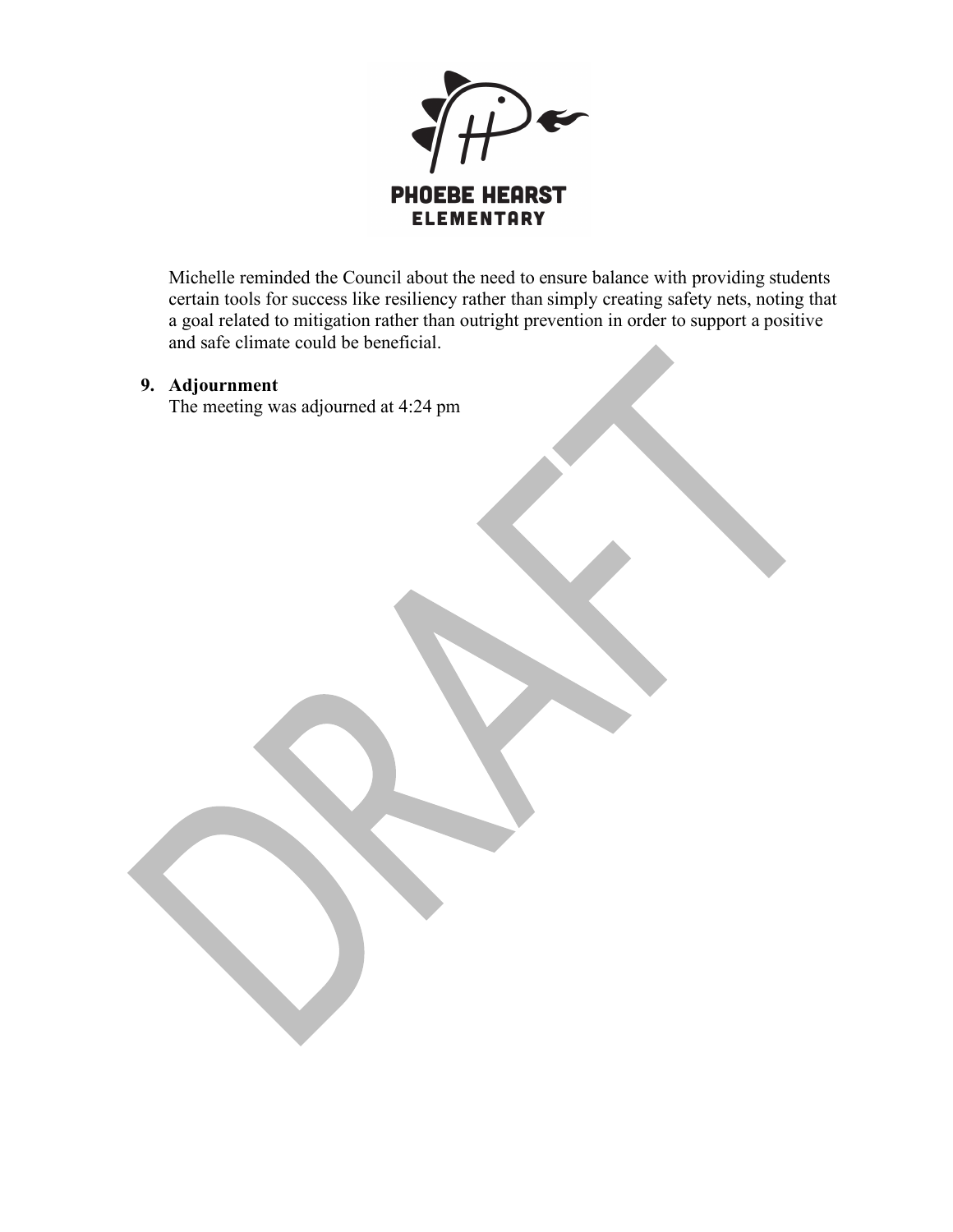Michelle reminded the Council about the need to ensure balance with providing students certain tools for success like resiliency rather than simply creating safety nets, noting that a goal related to mitigation rather than outright prevention in order to support a positive and safe climate could be beneficial.

**9. Adjournment**

The meeting was adjourned at 4:24 pm